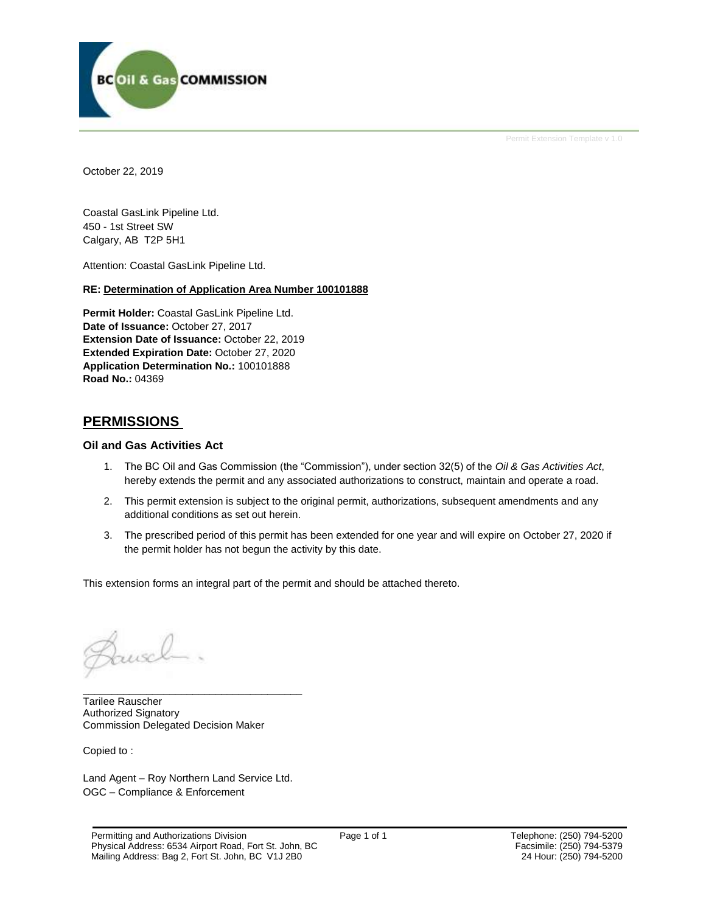BC Oil & Gas COMMISSION

Permit Extension Template v 1.0

October 22, 2019

Coastal GasLink Pipeline Ltd.
450 - 1st Street SW
Calgary, AB T2P 5H1

Attention: Coastal GasLink Pipeline Ltd.

**RE: Determination of Application Area Number 100101888**

**Permit Holder:** Coastal GasLink Pipeline Ltd.
**Date of Issuance:** October 27, 2017
**Extension Date of Issuance:** October 22, 2019
**Extended Expiration Date:** October 27, 2020
**Application Determination No.:** 100101888
**Road No.:** 04369

## PERMISSIONS

### Oil and Gas Activities Act

1. The BC Oil and Gas Commission (the "Commission"), under section 32(5) of the *Oil & Gas Activities Act*, hereby extends the permit and any associated authorizations to construct, maintain and operate a road.
2. This permit extension is subject to the original permit, authorizations, subsequent amendments and any additional conditions as set out herein.
3. The prescribed period of this permit has been extended for one year and will expire on October 27, 2020 if the permit holder has not begun the activity by this date.

This extension forms an integral part of the permit and should be attached thereto.

\_\_\_\_\_\_\_\_\_\_\_\_\_\_\_\_\_\_\_\_\_\_\_\_\_\_\_\_\_\_\_\_\_\_\_\_\_\_
Tarilee Rauscher
Authorized Signatory
Commission Delegated Decision Maker

Copied to :

Land Agent – Roy Northern Land Service Ltd.
OGC – Compliance & Enforcement

Permitting and Authorizations Division
Physical Address: 6534 Airport Road, Fort St. John, BC
Mailing Address: Bag 2, Fort St. John, BC V1J 2B0

Telephone: (250) 794-5200
Facsimile: (250) 794-5379
24 Hour: (250) 794-5200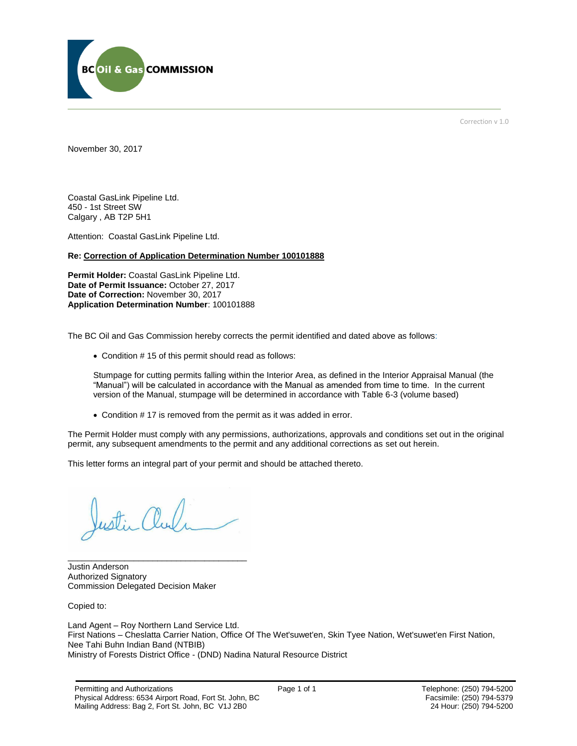Correction v 1.0

November 30, 2017

Coastal GasLink Pipeline Ltd.
450 - 1st Street SW
Calgary , AB T2P 5H1

Attention: Coastal GasLink Pipeline Ltd.

**Re: Correction of Application Determination Number 100101888**

**Permit Holder:** Coastal GasLink Pipeline Ltd.
**Date of Permit Issuance:** October 27, 2017
**Date of Correction:** November 30, 2017
**Application Determination Number**: 100101888

The BC Oil and Gas Commission hereby corrects the permit identified and dated above as follows:

- Condition # 15 of this permit should read as follows:

  Stumpage for cutting permits falling within the Interior Area, as defined in the Interior Appraisal Manual (the "Manual") will be calculated in accordance with the Manual as amended from time to time. In the current version of the Manual, stumpage will be determined in accordance with Table 6-3 (volume based)

- Condition # 17 is removed from the permit as it was added in error.

The Permit Holder must comply with any permissions, authorizations, approvals and conditions set out in the original permit, any subsequent amendments to the permit and any additional corrections as set out herein.

This letter forms an integral part of your permit and should be attached thereto.

_______________________________________
Justin Anderson
Authorized Signatory
Commission Delegated Decision Maker

Copied to:

Land Agent – Roy Northern Land Service Ltd.
First Nations – Cheslatta Carrier Nation, Office Of The Wet'suwet'en, Skin Tyee Nation, Wet'suwet'en First Nation, Nee Tahi Buhn Indian Band (NTBIB)
Ministry of Forests District Office - (DND) Nadina Natural Resource District

Permitting and Authorizations
Physical Address: 6534 Airport Road, Fort St. John, BC
Mailing Address: Bag 2, Fort St. John, BC V1J 2B0

Telephone: (250) 794-5200
Facsimile: (250) 794-5379
24 Hour: (250) 794-5200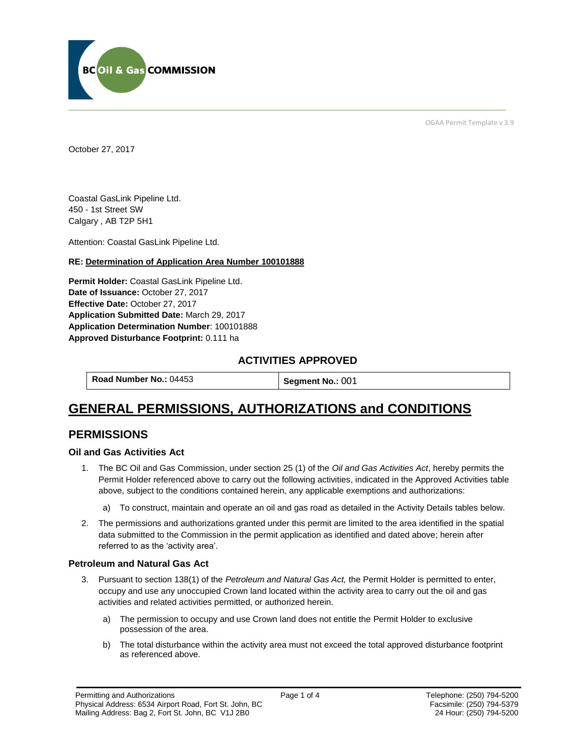OGAA Permit Template v 3.9

October 27, 2017

Coastal GasLink Pipeline Ltd.
450 - 1st Street SW
Calgary , AB T2P 5H1

Attention: Coastal GasLink Pipeline Ltd.

**RE: Determination of Application Area Number 100101888**

**Permit Holder:** Coastal GasLink Pipeline Ltd.
**Date of Issuance:** October 27, 2017
**Effective Date:** October 27, 2017
**Application Submitted Date:** March 29, 2017
**Application Determination Number**: 100101888
**Approved Disturbance Footprint:** 0.111 ha

## ACTIVITIES APPROVED

| **Road Number No.:** 04453 | **Segment No.:** 001 |
|---|---|

# GENERAL PERMISSIONS, AUTHORIZATIONS and CONDITIONS

## PERMISSIONS

### Oil and Gas Activities Act

1. The BC Oil and Gas Commission, under section 25 (1) of the *Oil and Gas Activities Act*, hereby permits the Permit Holder referenced above to carry out the following activities, indicated in the Approved Activities table above, subject to the conditions contained herein, any applicable exemptions and authorizations:
   a) To construct, maintain and operate an oil and gas road as detailed in the Activity Details tables below.
2. The permissions and authorizations granted under this permit are limited to the area identified in the spatial data submitted to the Commission in the permit application as identified and dated above; herein after referred to as the 'activity area'.

### Petroleum and Natural Gas Act

3. Pursuant to section 138(1) of the *Petroleum and Natural Gas Act,* the Permit Holder is permitted to enter, occupy and use any unoccupied Crown land located within the activity area to carry out the oil and gas activities and related activities permitted, or authorized herein.
   a) The permission to occupy and use Crown land does not entitle the Permit Holder to exclusive possession of the area.
   b) The total disturbance within the activity area must not exceed the total approved disturbance footprint as referenced above.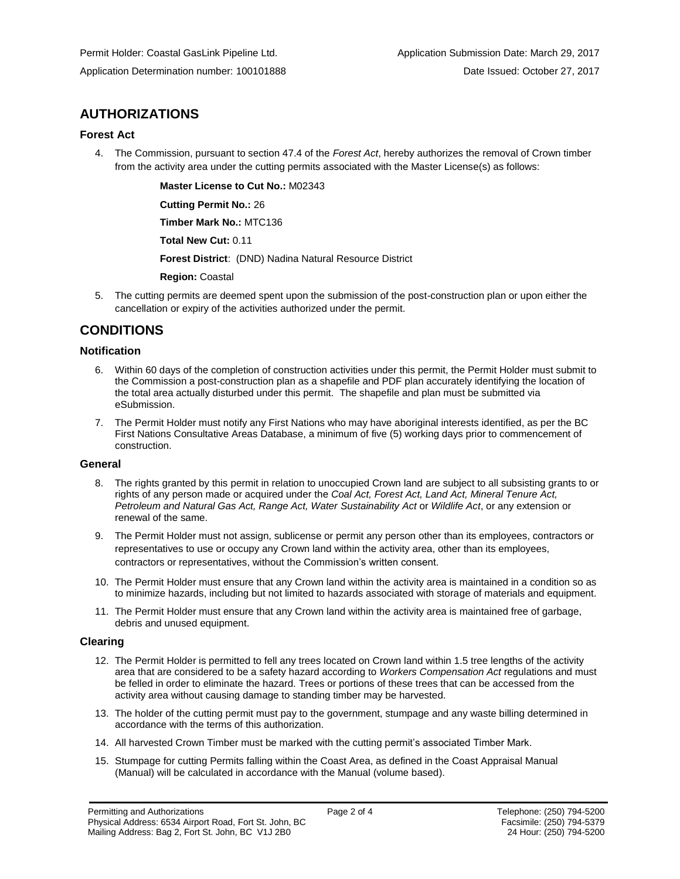Permit Holder: Coastal GasLink Pipeline Ltd. Application Submission Date: March 29, 2017

Application Determination number: 100101888 Date Issued: October 27, 2017

## AUTHORIZATIONS

### Forest Act

4. The Commission, pursuant to section 47.4 of the *Forest Act*, hereby authorizes the removal of Crown timber from the activity area under the cutting permits associated with the Master License(s) as follows:

   **Master License to Cut No.:** M02343

   **Cutting Permit No.:** 26

   **Timber Mark No.:** MTC136

   **Total New Cut:** 0.11

   **Forest District**: (DND) Nadina Natural Resource District

   **Region:** Coastal

5. The cutting permits are deemed spent upon the submission of the post-construction plan or upon either the cancellation or expiry of the activities authorized under the permit.

## CONDITIONS

### Notification

6. Within 60 days of the completion of construction activities under this permit, the Permit Holder must submit to the Commission a post-construction plan as a shapefile and PDF plan accurately identifying the location of the total area actually disturbed under this permit. The shapefile and plan must be submitted via eSubmission.
7. The Permit Holder must notify any First Nations who may have aboriginal interests identified, as per the BC First Nations Consultative Areas Database, a minimum of five (5) working days prior to commencement of construction.

### General

8. The rights granted by this permit in relation to unoccupied Crown land are subject to all subsisting grants to or rights of any person made or acquired under the *Coal Act, Forest Act, Land Act, Mineral Tenure Act, Petroleum and Natural Gas Act, Range Act, Water Sustainability Act* or *Wildlife Act*, or any extension or renewal of the same.
9. The Permit Holder must not assign, sublicense or permit any person other than its employees, contractors or representatives to use or occupy any Crown land within the activity area, other than its employees, contractors or representatives, without the Commission's written consent.
10. The Permit Holder must ensure that any Crown land within the activity area is maintained in a condition so as to minimize hazards, including but not limited to hazards associated with storage of materials and equipment.
11. The Permit Holder must ensure that any Crown land within the activity area is maintained free of garbage, debris and unused equipment.

### Clearing

12. The Permit Holder is permitted to fell any trees located on Crown land within 1.5 tree lengths of the activity area that are considered to be a safety hazard according to *Workers Compensation Act* regulations and must be felled in order to eliminate the hazard. Trees or portions of these trees that can be accessed from the activity area without causing damage to standing timber may be harvested.
13. The holder of the cutting permit must pay to the government, stumpage and any waste billing determined in accordance with the terms of this authorization.
14. All harvested Crown Timber must be marked with the cutting permit's associated Timber Mark.
15. Stumpage for cutting Permits falling within the Coast Area, as defined in the Coast Appraisal Manual (Manual) will be calculated in accordance with the Manual (volume based).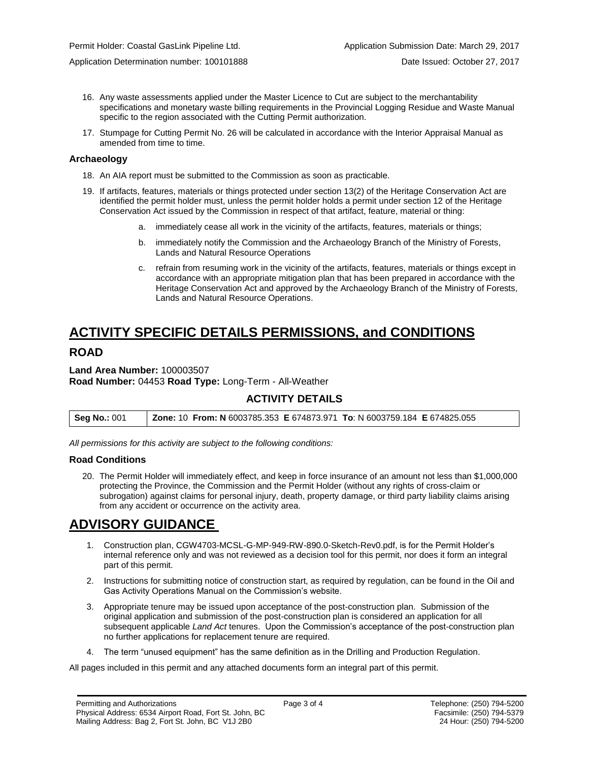16. Any waste assessments applied under the Master Licence to Cut are subject to the merchantability specifications and monetary waste billing requirements in the Provincial Logging Residue and Waste Manual specific to the region associated with the Cutting Permit authorization.

17. Stumpage for Cutting Permit No. 26 will be calculated in accordance with the Interior Appraisal Manual as amended from time to time.

### Archaeology

18. An AIA report must be submitted to the Commission as soon as practicable.

19. If artifacts, features, materials or things protected under section 13(2) of the Heritage Conservation Act are identified the permit holder must, unless the permit holder holds a permit under section 12 of the Heritage Conservation Act issued by the Commission in respect of that artifact, feature, material or thing:

    a. immediately cease all work in the vicinity of the artifacts, features, materials or things;

    b. immediately notify the Commission and the Archaeology Branch of the Ministry of Forests, Lands and Natural Resource Operations

    c. refrain from resuming work in the vicinity of the artifacts, features, materials or things except in accordance with an appropriate mitigation plan that has been prepared in accordance with the Heritage Conservation Act and approved by the Archaeology Branch of the Ministry of Forests, Lands and Natural Resource Operations.

# ACTIVITY SPECIFIC DETAILS PERMISSIONS, and CONDITIONS

## ROAD

**Land Area Number:** 100003507
**Road Number:** 04453 **Road Type:** Long-Term - All-Weather

### ACTIVITY DETAILS

| **Seg No.:** 001 | **Zone:** 10 **From: N** 6003785.353 **E** 674873.971 **To**: N 6003759.184 **E** 674825.055 |
|---|---|

*All permissions for this activity are subject to the following conditions:*

### Road Conditions

20. The Permit Holder will immediately effect, and keep in force insurance of an amount not less than $1,000,000 protecting the Province, the Commission and the Permit Holder (without any rights of cross-claim or subrogation) against claims for personal injury, death, property damage, or third party liability claims arising from any accident or occurrence on the activity area.

# ADVISORY GUIDANCE

1. Construction plan, CGW4703-MCSL-G-MP-949-RW-890.0-Sketch-Rev0.pdf, is for the Permit Holder's internal reference only and was not reviewed as a decision tool for this permit, nor does it form an integral part of this permit.

2. Instructions for submitting notice of construction start, as required by regulation, can be found in the Oil and Gas Activity Operations Manual on the Commission's website.

3. Appropriate tenure may be issued upon acceptance of the post-construction plan. Submission of the original application and submission of the post-construction plan is considered an application for all subsequent applicable *Land Act* tenures. Upon the Commission's acceptance of the post-construction plan no further applications for replacement tenure are required.

4. The term "unused equipment" has the same definition as in the Drilling and Production Regulation.

All pages included in this permit and any attached documents form an integral part of this permit.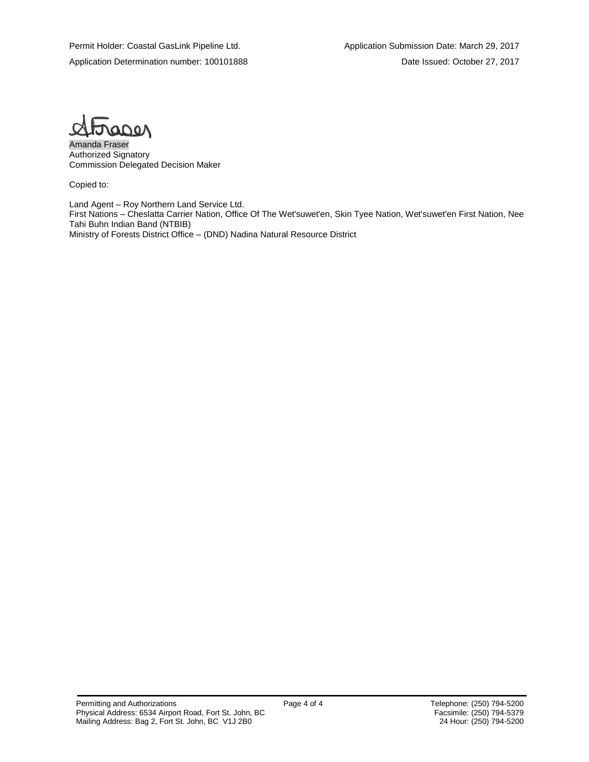Permit Holder: Coastal GasLink Pipeline Ltd.

Application Determination number: 100101888

Application Submission Date: March 29, 2017

Date Issued: October 27, 2017

Amanda Fraser
Authorized Signatory
Commission Delegated Decision Maker

Copied to:

Land Agent – Roy Northern Land Service Ltd.
First Nations – Cheslatta Carrier Nation, Office Of The Wet'suwet'en, Skin Tyee Nation, Wet'suwet'en First Nation, Nee Tahi Buhn Indian Band (NTBIB)
Ministry of Forests District Office – (DND) Nadina Natural Resource District